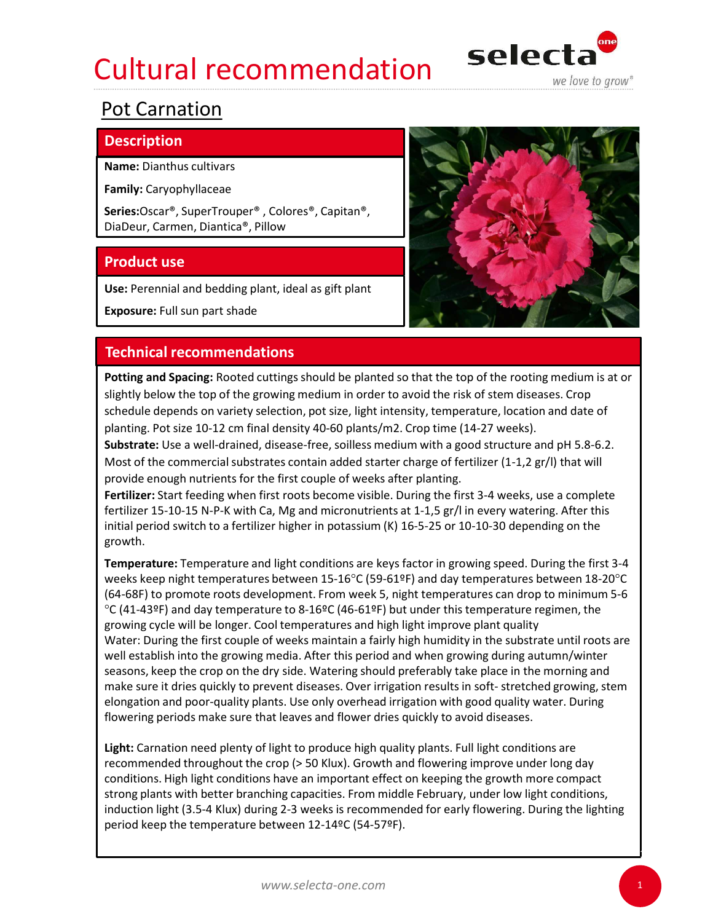# Cultural recommendation

selecta one – we love to grow®

## Pot Carnation

### Description

**Name:** Dianthus cultivars

**Family:** Caryophyllaceae

**Series:**Oscar®, SuperTrouper® , Colores®, Capitan®, DiaDeur, Carmen, Diantica®, Pillow

### Product use

**Use:** Perennial and bedding plant, ideal as gift plant

**Exposure:** Full sun part shade

### Technical recommendations

**Potting and Spacing:** Rooted cuttings should be planted so that the top of the rooting medium is at or slightly below the top of the growing medium in order to avoid the risk of stem diseases. Crop schedule depends on variety selection, pot size, light intensity, temperature, location and date of planting. Pot size 10-12 cm final density 40-60 plants/m2. Crop time (14-27 weeks).

**Substrate:** Use a well-drained, disease-free, soilless medium with a good structure and pH 5.8-6.2. Most of the commercial substrates contain added starter charge of fertilizer (1-1,2 gr/l) that will provide enough nutrients for the first couple of weeks after planting.

**Fertilizer:** Start feeding when first roots become visible. During the first 3-4 weeks, use a complete fertilizer 15-10-15 N-P-K with Ca, Mg and micronutrients at 1-1,5 gr/l in every watering. After this initial period switch to a fertilizer higher in potassium (K) 16-5-25 or 10-10-30 depending on the growth.

**Temperature:** Temperature and light conditions are keys factor in growing speed. During the first 3-4 weeks keep night temperatures between 15-16°C (59-61ºF) and day temperatures between 18-20°C (64-68F) to promote roots development. From week 5, night temperatures can drop to minimum 5-6 °C (41-43ºF) and day temperature to 8-16ºC (46-61ºF) but under this temperature regimen, the growing cycle will be longer. Cool temperatures and high light improve plant quality

Water: During the first couple of weeks maintain a fairly high humidity in the substrate until roots are well establish into the growing media. After this period and when growing during autumn/winter seasons, keep the crop on the dry side. Watering should preferably take place in the morning and make sure it dries quickly to prevent diseases. Over irrigation results in soft- stretched growing, stem elongation and poor-quality plants. Use only overhead irrigation with good quality water. During flowering periods make sure that leaves and flower dries quickly to avoid diseases.

**Light:** Carnation need plenty of light to produce high quality plants. Full light conditions are recommended throughout the crop (> 50 Klux). Growth and flowering improve under long day conditions. High light conditions have an important effect on keeping the growth more compact strong plants with better branching capacities. From middle February, under low light conditions, induction light (3.5-4 Klux) during 2-3 weeks is recommended for early flowering. During the lighting period keep the temperature between 12-14ºC (54-57ºF).

www.selecta-one.com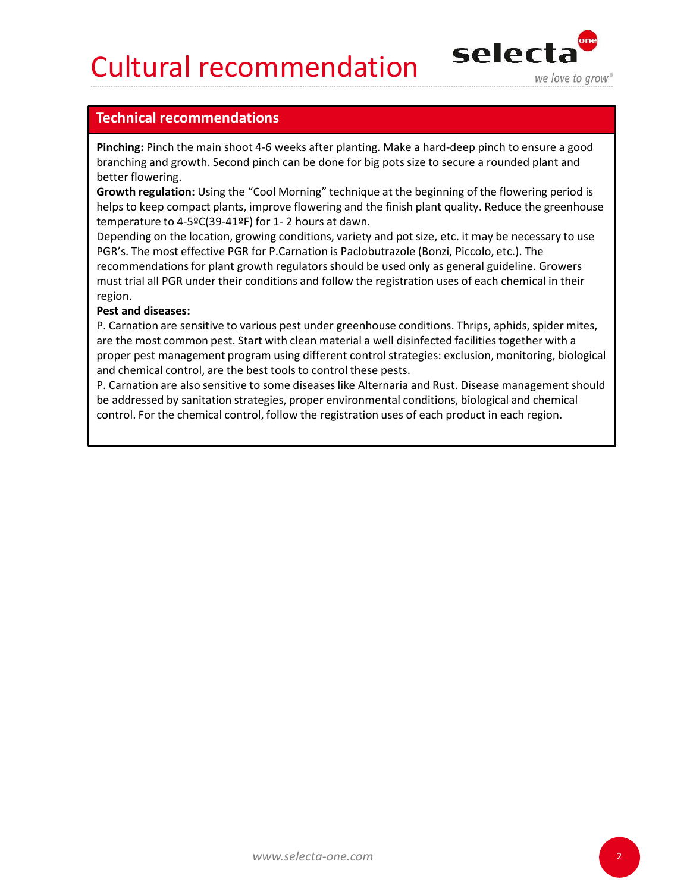# Cultural recommendation

## Technical recommendations

**Pinching:** Pinch the main shoot 4-6 weeks after planting. Make a hard-deep pinch to ensure a good branching and growth. Second pinch can be done for big pots size to secure a rounded plant and better flowering.

**Growth regulation:** Using the "Cool Morning" technique at the beginning of the flowering period is helps to keep compact plants, improve flowering and the finish plant quality. Reduce the greenhouse temperature to 4-5ºC(39-41ºF) for 1- 2 hours at dawn.

Depending on the location, growing conditions, variety and pot size, etc. it may be necessary to use PGR's. The most effective PGR for P.Carnation is Paclobutrazole (Bonzi, Piccolo, etc.). The recommendations for plant growth regulators should be used only as general guideline. Growers must trial all PGR under their conditions and follow the registration uses of each chemical in their region.

**Pest and diseases:**

P. Carnation are sensitive to various pest under greenhouse conditions. Thrips, aphids, spider mites, are the most common pest. Start with clean material a well disinfected facilities together with a proper pest management program using different control strategies: exclusion, monitoring, biological and chemical control, are the best tools to control these pests.

P. Carnation are also sensitive to some diseases like Alternaria and Rust. Disease management should be addressed by sanitation strategies, proper environmental conditions, biological and chemical control. For the chemical control, follow the registration uses of each product in each region.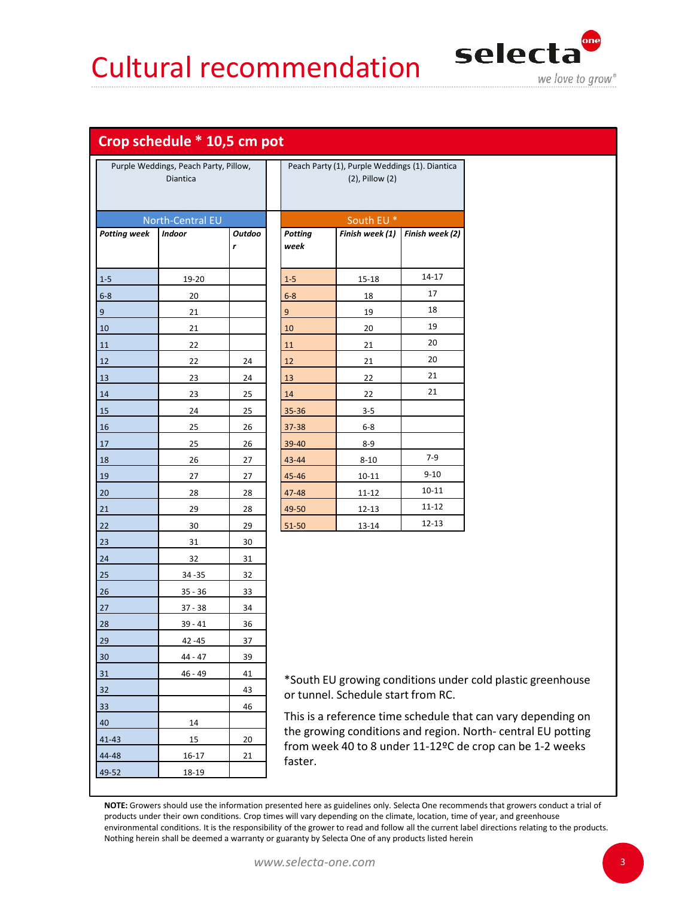# Cultural recommendation

## Crop schedule * 10,5 cm pot

Purple Weddings, Peach Party, Pillow, Diantica

| North-Central EU | | |
|---|---|---|
| *Potting week* | *Indoor* | *Outdoor* |
| 1-5 | 19-20 | |
| 6-8 | 20 | |
| 9 | 21 | |
| 10 | 21 | |
| 11 | 22 | |
| 12 | 22 | 24 |
| 13 | 23 | 24 |
| 14 | 23 | 25 |
| 15 | 24 | 25 |
| 16 | 25 | 26 |
| 17 | 25 | 26 |
| 18 | 26 | 27 |
| 19 | 27 | 27 |
| 20 | 28 | 28 |
| 21 | 29 | 28 |
| 22 | 30 | 29 |
| 23 | 31 | 30 |
| 24 | 32 | 31 |
| 25 | 34 -35 | 32 |
| 26 | 35 - 36 | 33 |
| 27 | 37 - 38 | 34 |
| 28 | 39 - 41 | 36 |
| 29 | 42 -45 | 37 |
| 30 | 44 - 47 | 39 |
| 31 | 46 - 49 | 41 |
| 32 | | 43 |
| 33 | | 46 |
| 40 | 14 | |
| 41-43 | 15 | 20 |
| 44-48 | 16-17 | 21 |
| 49-52 | 18-19 | |

Peach Party (1), Purple Weddings (1). Diantica (2), Pillow (2)

| South EU * | | |
|---|---|---|
| *Potting week* | *Finish week (1)* | *Finish week (2)* |
| 1-5 | 15-18 | 14-17 |
| 6-8 | 18 | 17 |
| 9 | 19 | 18 |
| 10 | 20 | 19 |
| 11 | 21 | 20 |
| 12 | 21 | 20 |
| 13 | 22 | 21 |
| 14 | 22 | 21 |
| 35-36 | 3-5 | |
| 37-38 | 6-8 | |
| 39-40 | 8-9 | |
| 43-44 | 8-10 | 7-9 |
| 45-46 | 10-11 | 9-10 |
| 47-48 | 11-12 | 10-11 |
| 49-50 | 12-13 | 11-12 |
| 51-50 | 13-14 | 12-13 |

*South EU growing conditions under cold plastic greenhouse or tunnel. Schedule start from RC.

This is a reference time schedule that can vary depending on the growing conditions and region. North- central EU potting from week 40 to 8 under 11-12ºC de crop can be 1-2 weeks faster.

**NOTE:** Growers should use the information presented here as guidelines only. Selecta One recommends that growers conduct a trial of products under their own conditions. Crop times will vary depending on the climate, location, time of year, and greenhouse environmental conditions. It is the responsibility of the grower to read and follow all the current label directions relating to the products. Nothing herein shall be deemed a warranty or guaranty by Selecta One of any products listed herein

www.selecta-one.com